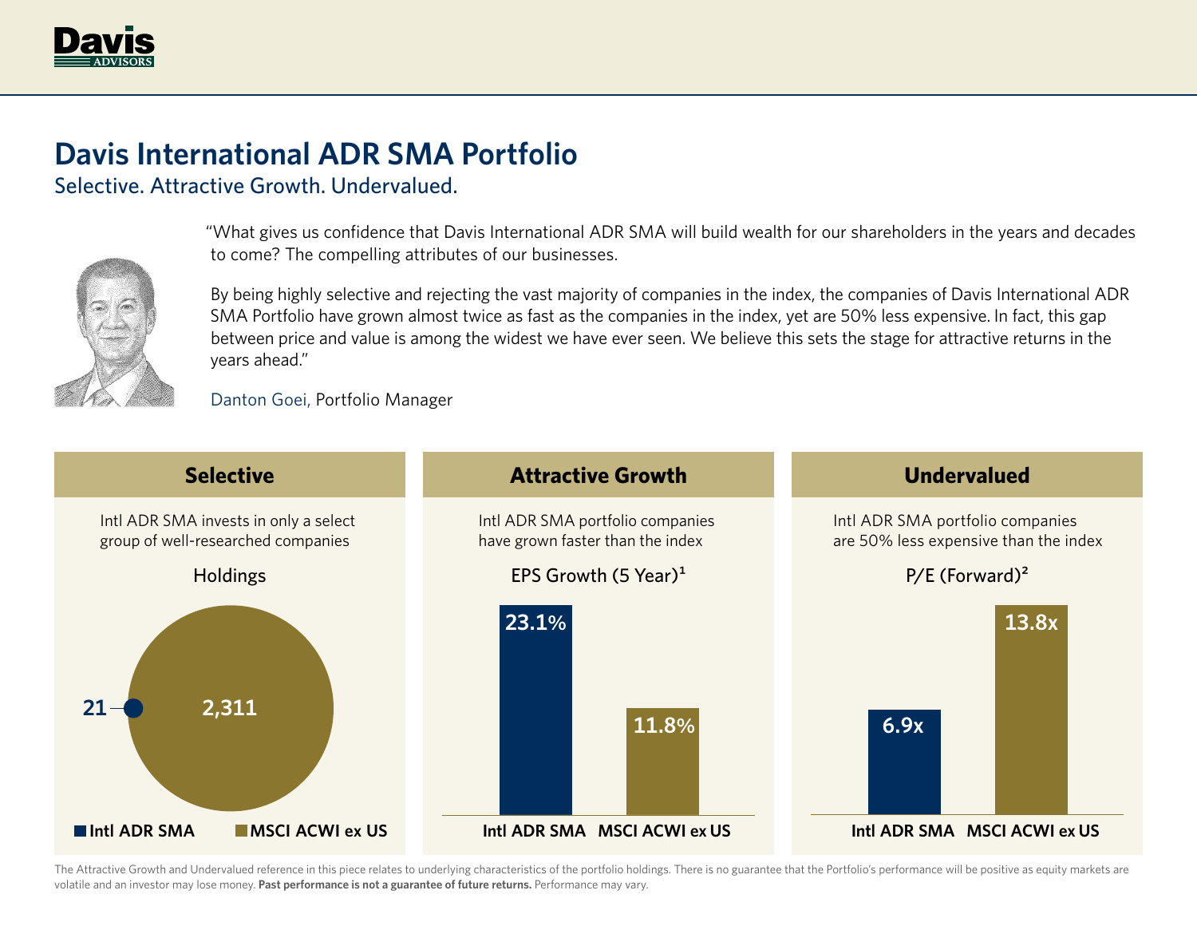# Davis International ADR SMA Portfolio

## Selective. Attractive Growth. Undervalued.

"What gives us confidence that Davis International ADR SMA will build wealth for our shareholders in the years and decades to come? The compelling attributes of our businesses.

By being highly selective and rejecting the vast majority of companies in the index, the companies of Davis International ADR SMA Portfolio have grown almost twice as fast as the companies in the index, yet are 50% less expensive. In fact, this gap between price and value is among the widest we have ever seen. We believe this sets the stage for attractive returns in the years ahead."

Danton Goei, Portfolio Manager

### Selective

Intl ADR SMA invests in only a select group of well-researched companies

**Holdings**

| | Holdings |
|---|---|
| Intl ADR SMA | 21 |
| MSCI ACWI ex US | 2,311 |

### Attractive Growth

Intl ADR SMA portfolio companies have grown faster than the index

**EPS Growth (5 Year)[1]**

| | EPS Growth (5 Year) |
|---|---|
| Intl ADR SMA | 23.1% |
| MSCI ACWI ex US | 11.8% |

### Undervalued

Intl ADR SMA portfolio companies are 50% less expensive than the index

**P/E (Forward)[2]**

| | P/E (Forward) |
|---|---|
| Intl ADR SMA | 6.9x |
| MSCI ACWI ex US | 13.8x |

The Attractive Growth and Undervalued reference in this piece relates to underlying characteristics of the portfolio holdings. There is no guarantee that the Portfolio's performance will be positive as equity markets are volatile and an investor may lose money. **Past performance is not a guarantee of future returns.** Performance may vary.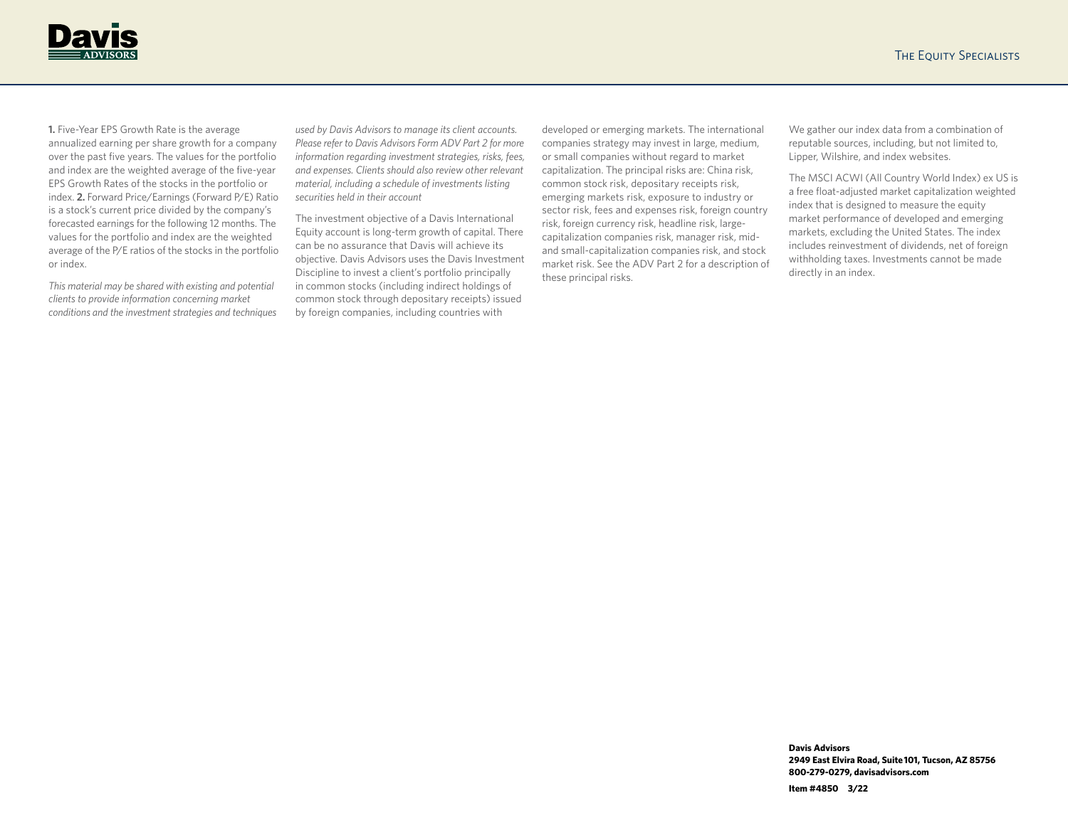**1.** Five-Year EPS Growth Rate is the average annualized earning per share growth for a company over the past five years. The values for the portfolio and index are the weighted average of the five-year EPS Growth Rates of the stocks in the portfolio or index. **2.** Forward Price/Earnings (Forward P/E) Ratio is a stock's current price divided by the company's forecasted earnings for the following 12 months. The values for the portfolio and index are the weighted average of the P/E ratios of the stocks in the portfolio or index.

*This material may be shared with existing and potential clients to provide information concerning market conditions and the investment strategies and techniques used by Davis Advisors to manage its client accounts. Please refer to Davis Advisors Form ADV Part 2 for more information regarding investment strategies, risks, fees, and expenses. Clients should also review other relevant material, including a schedule of investments listing securities held in their account*

The investment objective of a Davis International Equity account is long-term growth of capital. There can be no assurance that Davis will achieve its objective. Davis Advisors uses the Davis Investment Discipline to invest a client's portfolio principally in common stocks (including indirect holdings of common stock through depositary receipts) issued by foreign companies, including countries with developed or emerging markets. The international companies strategy may invest in large, medium, or small companies without regard to market capitalization. The principal risks are: China risk, common stock risk, depositary receipts risk, emerging markets risk, exposure to industry or sector risk, fees and expenses risk, foreign country risk, foreign currency risk, headline risk, large-capitalization companies risk, manager risk, mid- and small-capitalization companies risk, and stock market risk. See the ADV Part 2 for a description of these principal risks.

We gather our index data from a combination of reputable sources, including, but not limited to, Lipper, Wilshire, and index websites.

The MSCI ACWI (All Country World Index) ex US is a free float-adjusted market capitalization weighted index that is designed to measure the equity market performance of developed and emerging markets, excluding the United States. The index includes reinvestment of dividends, net of foreign withholding taxes. Investments cannot be made directly in an index.

**Davis Advisors**
**2949 East Elvira Road, Suite 101, Tucson, AZ 85756**
**800-279-0279, davisadvisors.com**

**Item #4850 3/22**